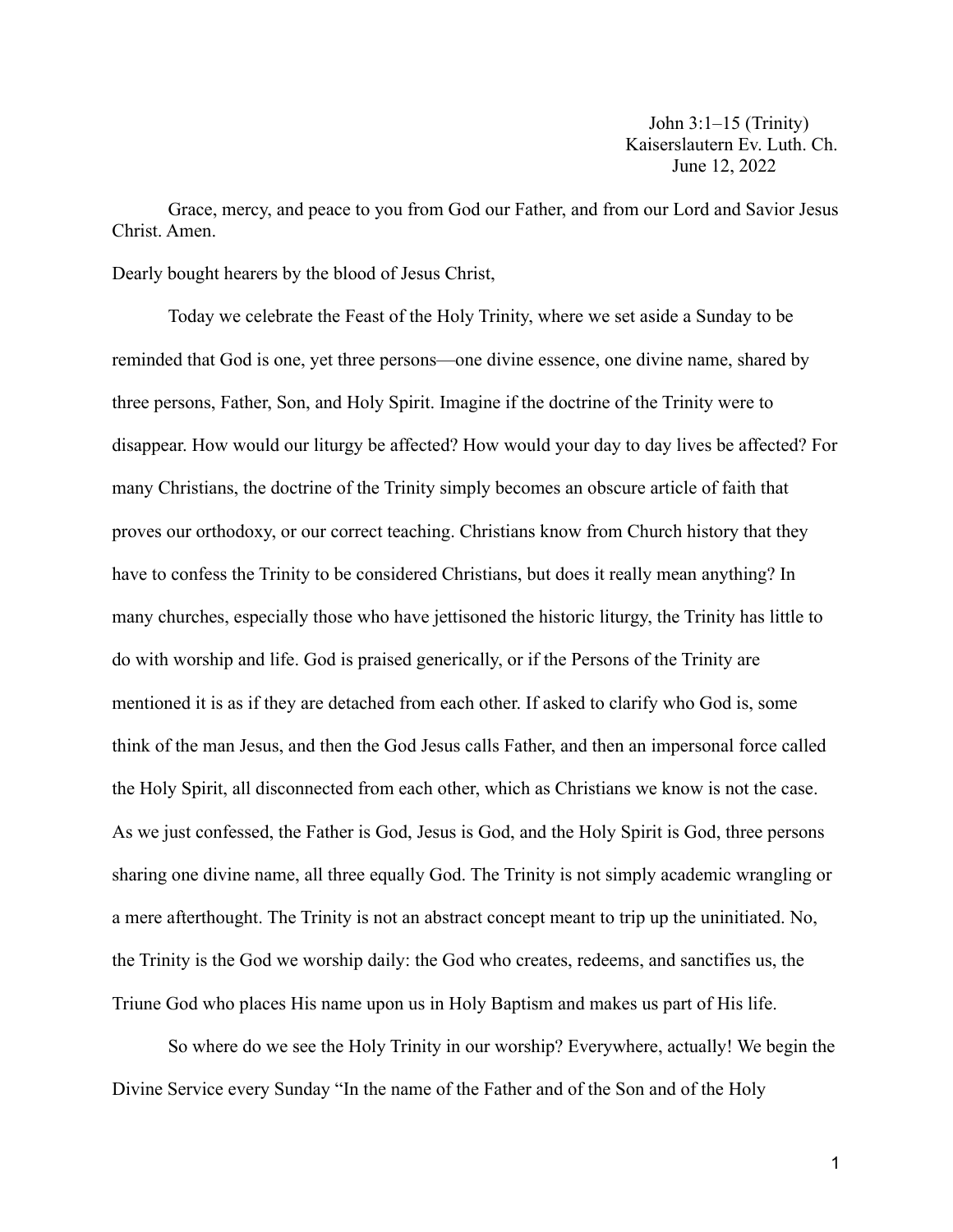John 3:1–15 (Trinity)
Kaiserslautern Ev. Luth. Ch.
June 12, 2022

Grace, mercy, and peace to you from God our Father, and from our Lord and Savior Jesus Christ. Amen.

Dearly bought hearers by the blood of Jesus Christ,

Today we celebrate the Feast of the Holy Trinity, where we set aside a Sunday to be reminded that God is one, yet three persons—one divine essence, one divine name, shared by three persons, Father, Son, and Holy Spirit. Imagine if the doctrine of the Trinity were to disappear. How would our liturgy be affected? How would your day to day lives be affected? For many Christians, the doctrine of the Trinity simply becomes an obscure article of faith that proves our orthodoxy, or our correct teaching. Christians know from Church history that they have to confess the Trinity to be considered Christians, but does it really mean anything? In many churches, especially those who have jettisoned the historic liturgy, the Trinity has little to do with worship and life. God is praised generically, or if the Persons of the Trinity are mentioned it is as if they are detached from each other. If asked to clarify who God is, some think of the man Jesus, and then the God Jesus calls Father, and then an impersonal force called the Holy Spirit, all disconnected from each other, which as Christians we know is not the case. As we just confessed, the Father is God, Jesus is God, and the Holy Spirit is God, three persons sharing one divine name, all three equally God. The Trinity is not simply academic wrangling or a mere afterthought. The Trinity is not an abstract concept meant to trip up the uninitiated. No, the Trinity is the God we worship daily: the God who creates, redeems, and sanctifies us, the Triune God who places His name upon us in Holy Baptism and makes us part of His life.

So where do we see the Holy Trinity in our worship? Everywhere, actually! We begin the Divine Service every Sunday "In the name of the Father and of the Son and of the Holy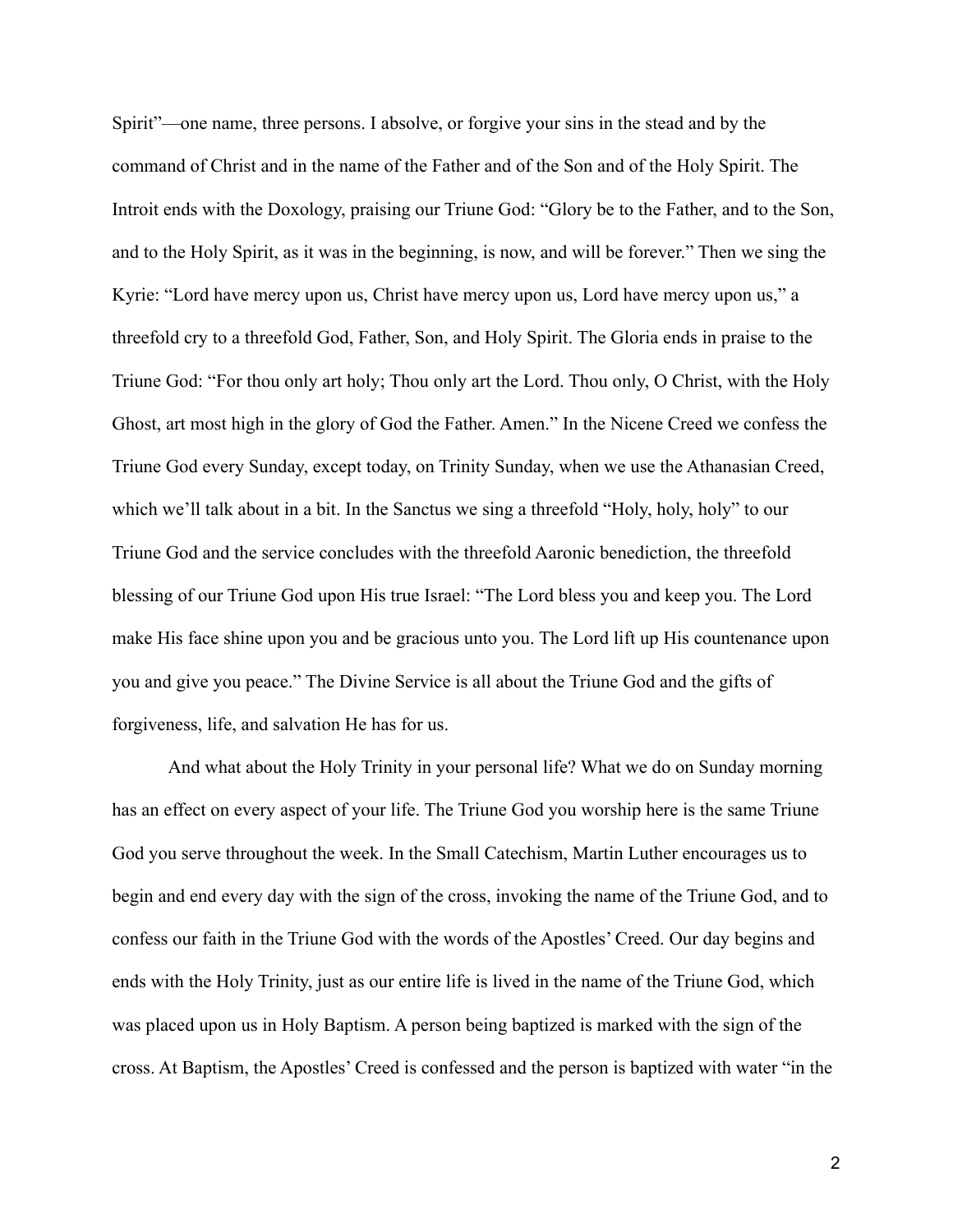Spirit"—one name, three persons. I absolve, or forgive your sins in the stead and by the command of Christ and in the name of the Father and of the Son and of the Holy Spirit. The Introit ends with the Doxology, praising our Triune God: "Glory be to the Father, and to the Son, and to the Holy Spirit, as it was in the beginning, is now, and will be forever." Then we sing the Kyrie: "Lord have mercy upon us, Christ have mercy upon us, Lord have mercy upon us," a threefold cry to a threefold God, Father, Son, and Holy Spirit. The Gloria ends in praise to the Triune God: "For thou only art holy; Thou only art the Lord. Thou only, O Christ, with the Holy Ghost, art most high in the glory of God the Father. Amen." In the Nicene Creed we confess the Triune God every Sunday, except today, on Trinity Sunday, when we use the Athanasian Creed, which we'll talk about in a bit. In the Sanctus we sing a threefold "Holy, holy, holy" to our Triune God and the service concludes with the threefold Aaronic benediction, the threefold blessing of our Triune God upon His true Israel: "The Lord bless you and keep you. The Lord make His face shine upon you and be gracious unto you. The Lord lift up His countenance upon you and give you peace." The Divine Service is all about the Triune God and the gifts of forgiveness, life, and salvation He has for us.

And what about the Holy Trinity in your personal life? What we do on Sunday morning has an effect on every aspect of your life. The Triune God you worship here is the same Triune God you serve throughout the week. In the Small Catechism, Martin Luther encourages us to begin and end every day with the sign of the cross, invoking the name of the Triune God, and to confess our faith in the Triune God with the words of the Apostles' Creed. Our day begins and ends with the Holy Trinity, just as our entire life is lived in the name of the Triune God, which was placed upon us in Holy Baptism. A person being baptized is marked with the sign of the cross. At Baptism, the Apostles' Creed is confessed and the person is baptized with water "in the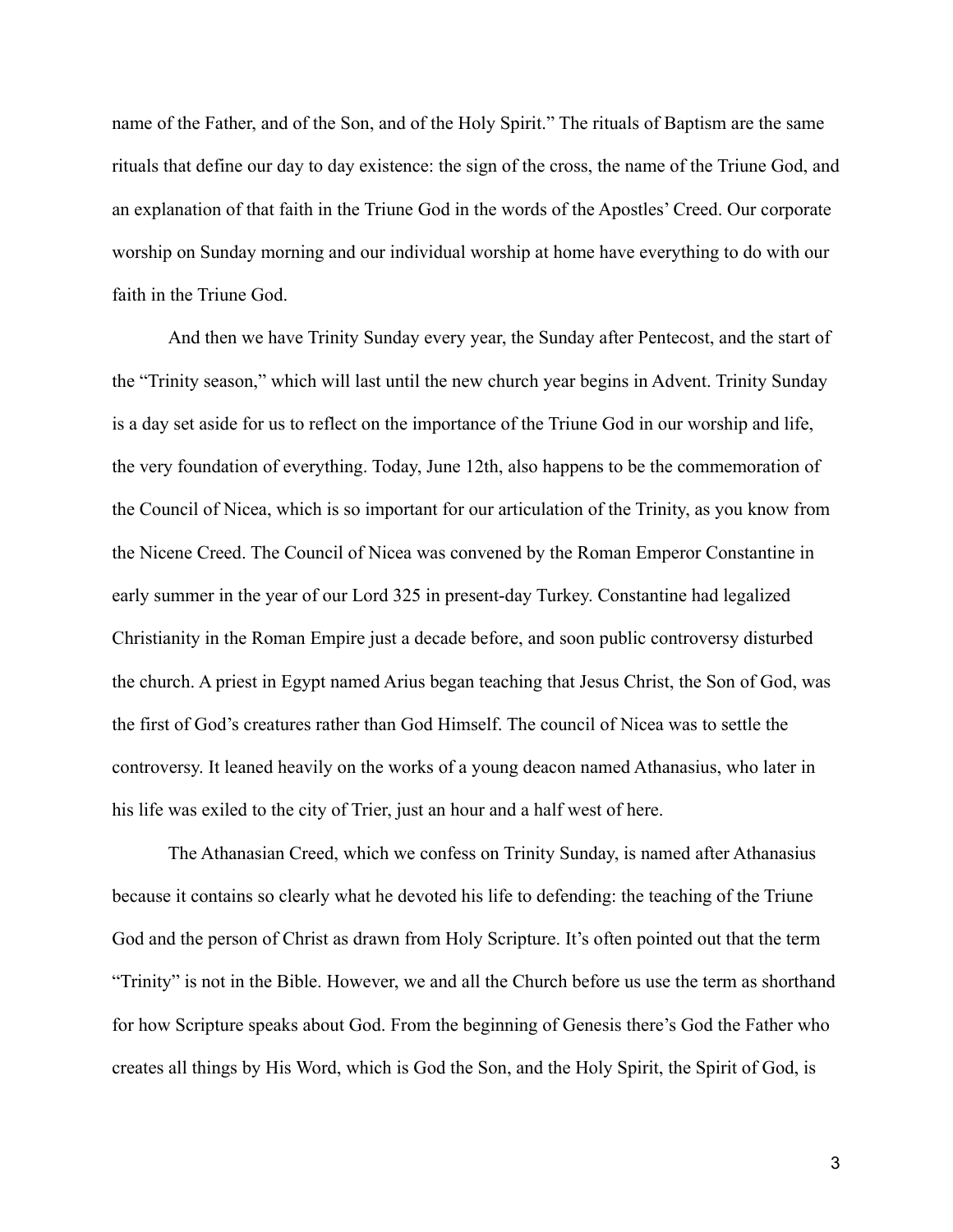name of the Father, and of the Son, and of the Holy Spirit." The rituals of Baptism are the same rituals that define our day to day existence: the sign of the cross, the name of the Triune God, and an explanation of that faith in the Triune God in the words of the Apostles' Creed. Our corporate worship on Sunday morning and our individual worship at home have everything to do with our faith in the Triune God.

And then we have Trinity Sunday every year, the Sunday after Pentecost, and the start of the "Trinity season," which will last until the new church year begins in Advent. Trinity Sunday is a day set aside for us to reflect on the importance of the Triune God in our worship and life, the very foundation of everything. Today, June 12th, also happens to be the commemoration of the Council of Nicea, which is so important for our articulation of the Trinity, as you know from the Nicene Creed. The Council of Nicea was convened by the Roman Emperor Constantine in early summer in the year of our Lord 325 in present-day Turkey. Constantine had legalized Christianity in the Roman Empire just a decade before, and soon public controversy disturbed the church. A priest in Egypt named Arius began teaching that Jesus Christ, the Son of God, was the first of God's creatures rather than God Himself. The council of Nicea was to settle the controversy. It leaned heavily on the works of a young deacon named Athanasius, who later in his life was exiled to the city of Trier, just an hour and a half west of here.

The Athanasian Creed, which we confess on Trinity Sunday, is named after Athanasius because it contains so clearly what he devoted his life to defending: the teaching of the Triune God and the person of Christ as drawn from Holy Scripture. It's often pointed out that the term "Trinity" is not in the Bible. However, we and all the Church before us use the term as shorthand for how Scripture speaks about God. From the beginning of Genesis there's God the Father who creates all things by His Word, which is God the Son, and the Holy Spirit, the Spirit of God, is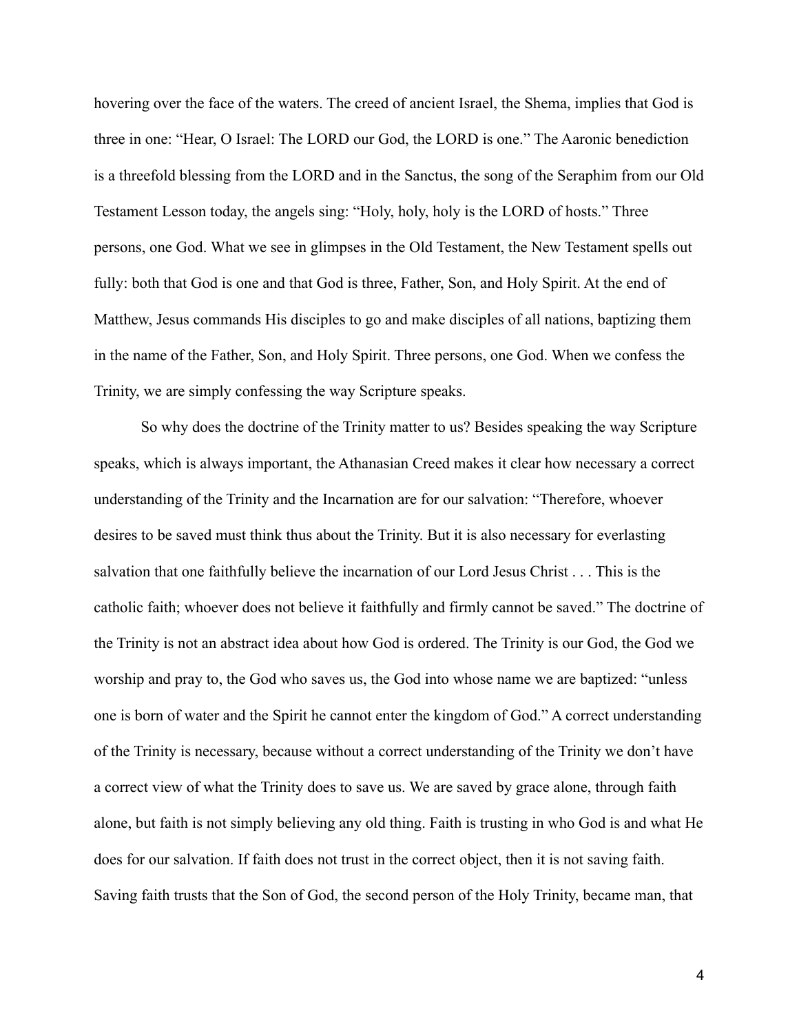hovering over the face of the waters. The creed of ancient Israel, the Shema, implies that God is three in one: "Hear, O Israel: The LORD our God, the LORD is one." The Aaronic benediction is a threefold blessing from the LORD and in the Sanctus, the song of the Seraphim from our Old Testament Lesson today, the angels sing: "Holy, holy, holy is the LORD of hosts." Three persons, one God. What we see in glimpses in the Old Testament, the New Testament spells out fully: both that God is one and that God is three, Father, Son, and Holy Spirit. At the end of Matthew, Jesus commands His disciples to go and make disciples of all nations, baptizing them in the name of the Father, Son, and Holy Spirit. Three persons, one God. When we confess the Trinity, we are simply confessing the way Scripture speaks.

So why does the doctrine of the Trinity matter to us? Besides speaking the way Scripture speaks, which is always important, the Athanasian Creed makes it clear how necessary a correct understanding of the Trinity and the Incarnation are for our salvation: "Therefore, whoever desires to be saved must think thus about the Trinity. But it is also necessary for everlasting salvation that one faithfully believe the incarnation of our Lord Jesus Christ . . . This is the catholic faith; whoever does not believe it faithfully and firmly cannot be saved." The doctrine of the Trinity is not an abstract idea about how God is ordered. The Trinity is our God, the God we worship and pray to, the God who saves us, the God into whose name we are baptized: "unless one is born of water and the Spirit he cannot enter the kingdom of God." A correct understanding of the Trinity is necessary, because without a correct understanding of the Trinity we don't have a correct view of what the Trinity does to save us. We are saved by grace alone, through faith alone, but faith is not simply believing any old thing. Faith is trusting in who God is and what He does for our salvation. If faith does not trust in the correct object, then it is not saving faith. Saving faith trusts that the Son of God, the second person of the Holy Trinity, became man, that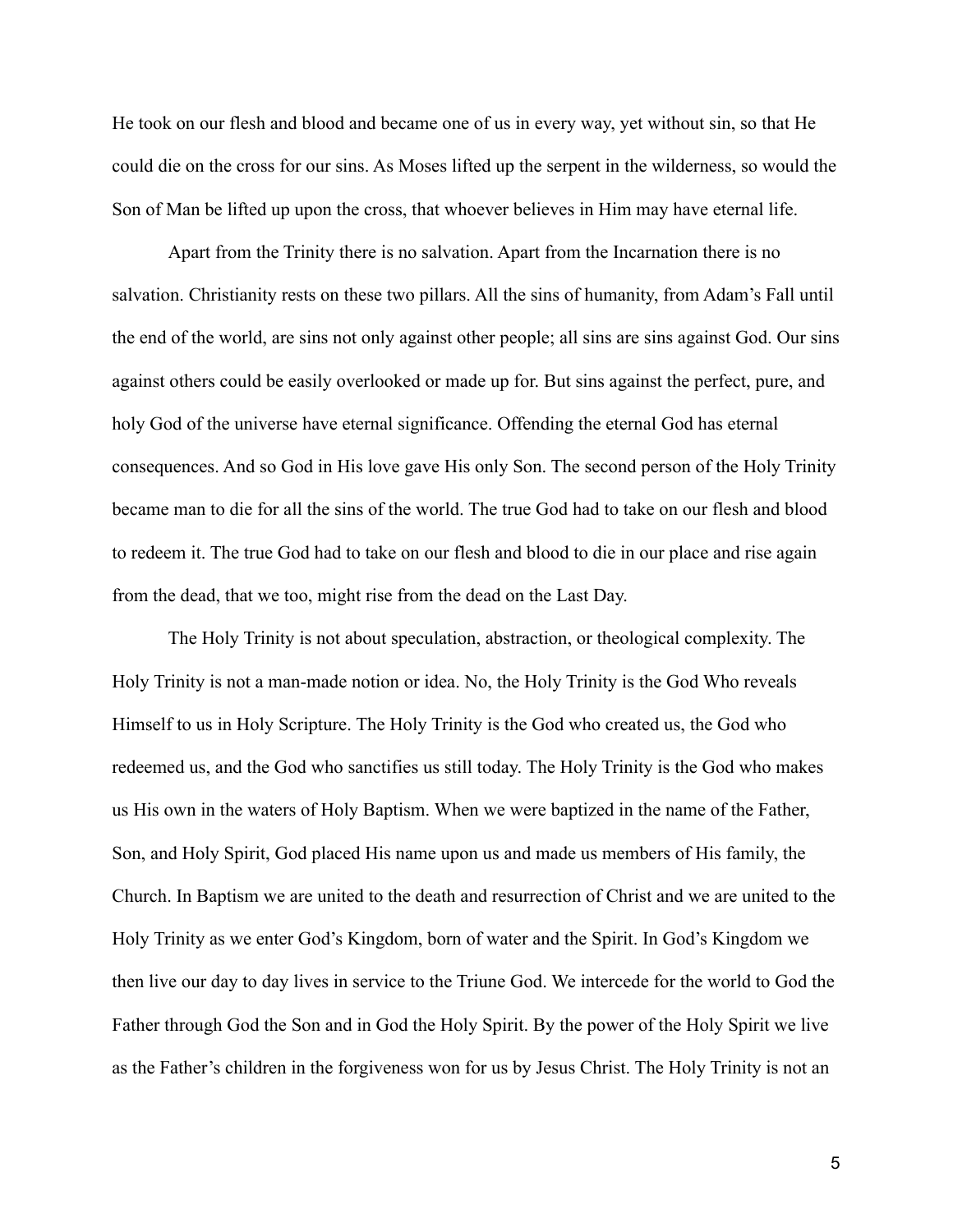He took on our flesh and blood and became one of us in every way, yet without sin, so that He could die on the cross for our sins. As Moses lifted up the serpent in the wilderness, so would the Son of Man be lifted up upon the cross, that whoever believes in Him may have eternal life.

Apart from the Trinity there is no salvation. Apart from the Incarnation there is no salvation. Christianity rests on these two pillars. All the sins of humanity, from Adam's Fall until the end of the world, are sins not only against other people; all sins are sins against God. Our sins against others could be easily overlooked or made up for. But sins against the perfect, pure, and holy God of the universe have eternal significance. Offending the eternal God has eternal consequences. And so God in His love gave His only Son. The second person of the Holy Trinity became man to die for all the sins of the world. The true God had to take on our flesh and blood to redeem it. The true God had to take on our flesh and blood to die in our place and rise again from the dead, that we too, might rise from the dead on the Last Day.

The Holy Trinity is not about speculation, abstraction, or theological complexity. The Holy Trinity is not a man-made notion or idea. No, the Holy Trinity is the God Who reveals Himself to us in Holy Scripture. The Holy Trinity is the God who created us, the God who redeemed us, and the God who sanctifies us still today. The Holy Trinity is the God who makes us His own in the waters of Holy Baptism. When we were baptized in the name of the Father, Son, and Holy Spirit, God placed His name upon us and made us members of His family, the Church. In Baptism we are united to the death and resurrection of Christ and we are united to the Holy Trinity as we enter God's Kingdom, born of water and the Spirit. In God's Kingdom we then live our day to day lives in service to the Triune God. We intercede for the world to God the Father through God the Son and in God the Holy Spirit. By the power of the Holy Spirit we live as the Father's children in the forgiveness won for us by Jesus Christ. The Holy Trinity is not an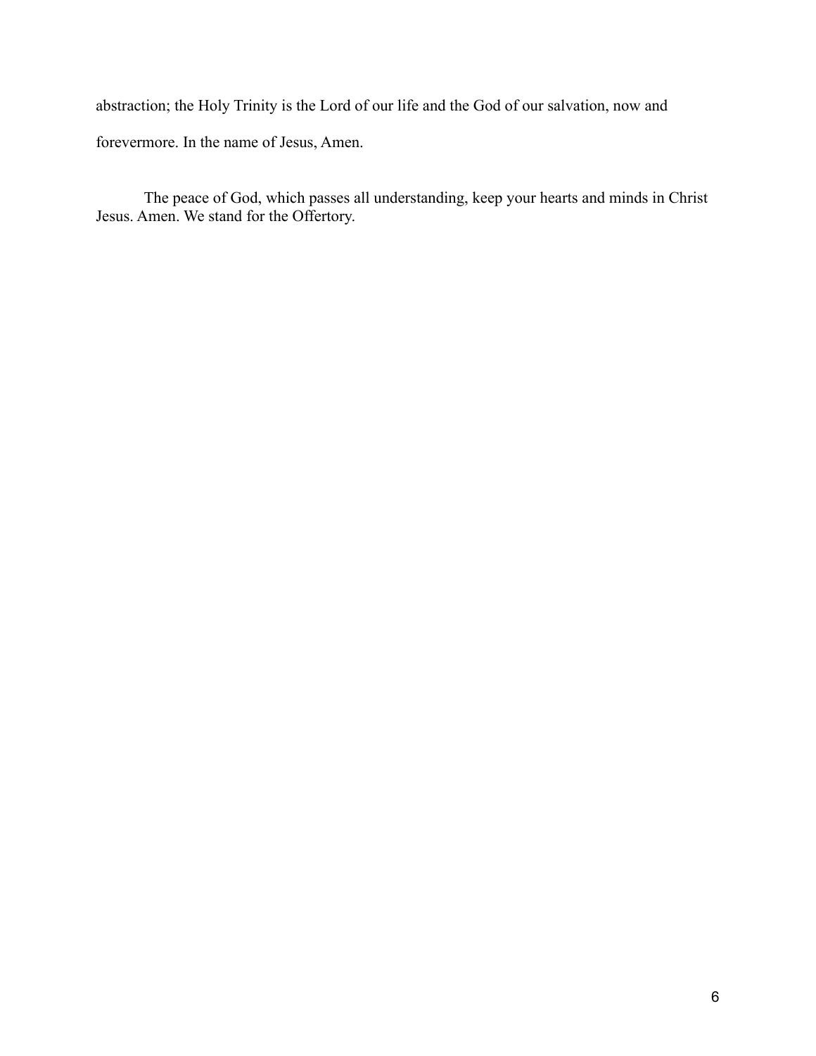abstraction; the Holy Trinity is the Lord of our life and the God of our salvation, now and forevermore. In the name of Jesus, Amen.

The peace of God, which passes all understanding, keep your hearts and minds in Christ Jesus. Amen. We stand for the Offertory.